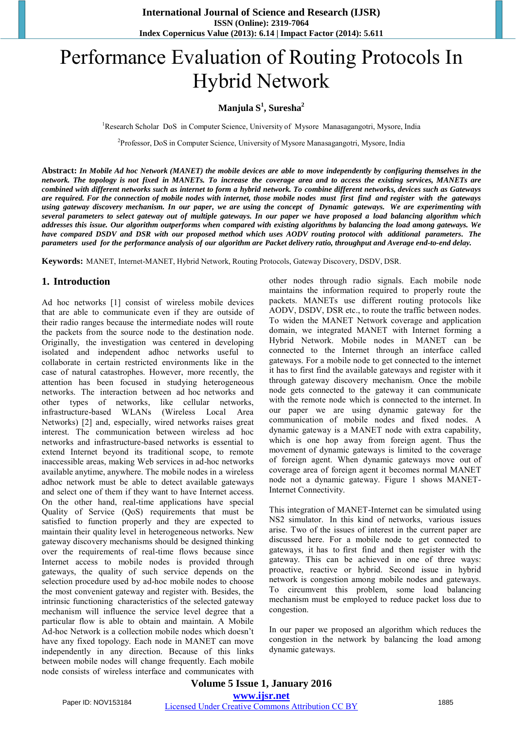# Performance Evaluation of Routing Protocols In Hybrid Network

**Manjula S[1], Suresha[2]**

[1]Research Scholar DoS in Computer Science, University of Mysore Manasagangotri, Mysore, India

[2]Professor, DoS in Computer Science, University of Mysore Manasagangotri, Mysore, India

**Abstract:** ***In Mobile Ad hoc Network (MANET) the mobile devices are able to move independently by configuring themselves in the network. The topology is not fixed in MANETs. To increase the coverage area and to access the existing services, MANETs are combined with different networks such as internet to form a hybrid network. To combine different networks, devices such as Gateways are required. For the connection of mobile nodes with internet, those mobile nodes must first find and register with the gateways using gateway discovery mechanism. In our paper, we are using the concept of Dynamic gateways. We are experimenting with several parameters to select gateway out of multiple gateways. In our paper we have proposed a load balancing algorithm which addresses this issue. Our algorithm outperforms when compared with existing algorithms by balancing the load among gateways. We have compared DSDV and DSR with our proposed method which uses AODV routing protocol with additional parameters. The parameters used for the performance analysis of our algorithm are Packet delivery ratio, throughput and Average end-to-end delay.***

**Keywords:** MANET, Internet-MANET, Hybrid Network, Routing Protocols, Gateway Discovery, DSDV, DSR.

## 1. Introduction

Ad hoc networks [1] consist of wireless mobile devices that are able to communicate even if they are outside of their radio ranges because the intermediate nodes will route the packets from the source node to the destination node. Originally, the investigation was centered in developing isolated and independent adhoc networks useful to collaborate in certain restricted environments like in the case of natural catastrophes. However, more recently, the attention has been focused in studying heterogeneous networks. The interaction between ad hoc networks and other types of networks, like cellular networks, infrastructure-based WLANs (Wireless Local Area Networks) [2] and, especially, wired networks raises great interest. The communication between wireless ad hoc networks and infrastructure-based networks is essential to extend Internet beyond its traditional scope, to remote inaccessible areas, making Web services in ad-hoc networks available anytime, anywhere. The mobile nodes in a wireless adhoc network must be able to detect available gateways and select one of them if they want to have Internet access. On the other hand, real-time applications have special Quality of Service (QoS) requirements that must be satisfied to function properly and they are expected to maintain their quality level in heterogeneous networks. New gateway discovery mechanisms should be designed thinking over the requirements of real-time flows because since Internet access to mobile nodes is provided through gateways, the quality of such service depends on the selection procedure used by ad-hoc mobile nodes to choose the most convenient gateway and register with. Besides, the intrinsic functioning characteristics of the selected gateway mechanism will influence the service level degree that a particular flow is able to obtain and maintain. A Mobile Ad-hoc Network is a collection mobile nodes which doesn't have any fixed topology. Each node in MANET can move independently in any direction. Because of this links between mobile nodes will change frequently. Each mobile node consists of wireless interface and communicates with other nodes through radio signals. Each mobile node maintains the information required to properly route the packets. MANETs use different routing protocols like AODV, DSDV, DSR etc., to route the traffic between nodes. To widen the MANET Network coverage and application domain, we integrated MANET with Internet forming a Hybrid Network. Mobile nodes in MANET can be connected to the Internet through an interface called gateways. For a mobile node to get connected to the internet it has to first find the available gateways and register with it through gateway discovery mechanism. Once the mobile node gets connected to the gateway it can communicate with the remote node which is connected to the internet. In our paper we are using dynamic gateway for the communication of mobile nodes and fixed nodes. A dynamic gateway is a MANET node with extra capability, which is one hop away from foreign agent. Thus the movement of dynamic gateways is limited to the coverage of foreign agent. When dynamic gateways move out of coverage area of foreign agent it becomes normal MANET node not a dynamic gateway. Figure 1 shows MANET-Internet Connectivity.

This integration of MANET-Internet can be simulated using NS2 simulator. In this kind of networks, various issues arise. Two of the issues of interest in the current paper are discussed here. For a mobile node to get connected to gateways, it has to first find and then register with the gateway. This can be achieved in one of three ways: proactive, reactive or hybrid. Second issue in hybrid network is congestion among mobile nodes and gateways. To circumvent this problem, some load balancing mechanism must be employed to reduce packet loss due to congestion.

In our paper we proposed an algorithm which reduces the congestion in the network by balancing the load among dynamic gateways.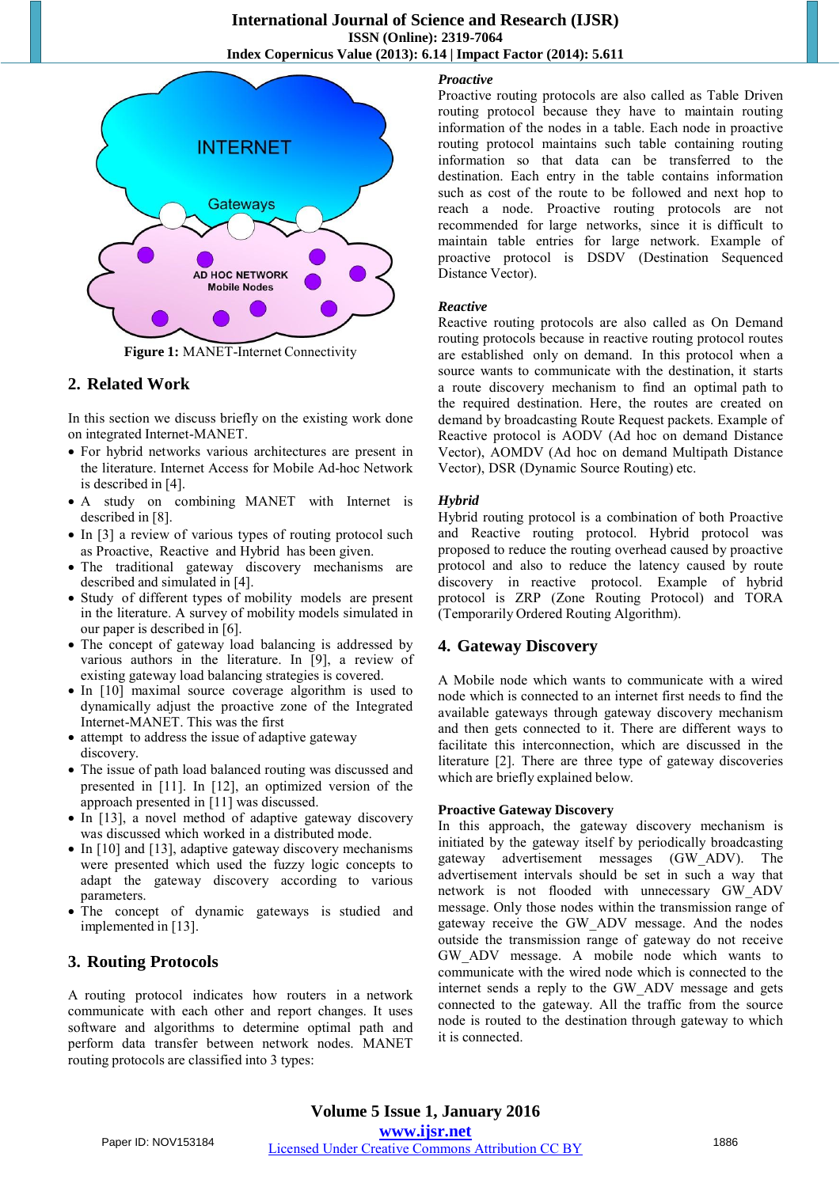INTERNET

Gateways

AD HOC NETWORK
Mobile Nodes

**Figure 1:** MANET-Internet Connectivity

## 2. Related Work

In this section we discuss briefly on the existing work done on integrated Internet-MANET.

- For hybrid networks various architectures are present in the literature. Internet Access for Mobile Ad-hoc Network is described in [4].
- A study on combining MANET with Internet is described in [8].
- In [3] a review of various types of routing protocol such as Proactive, Reactive and Hybrid has been given.
- The traditional gateway discovery mechanisms are described and simulated in [4].
- Study of different types of mobility models are present in the literature. A survey of mobility models simulated in our paper is described in [6].
- The concept of gateway load balancing is addressed by various authors in the literature. In [9], a review of existing gateway load balancing strategies is covered.
- In [10] maximal source coverage algorithm is used to dynamically adjust the proactive zone of the Integrated Internet-MANET. This was the first
- attempt to address the issue of adaptive gateway discovery.
- The issue of path load balanced routing was discussed and presented in [11]. In [12], an optimized version of the approach presented in [11] was discussed.
- In [13], a novel method of adaptive gateway discovery was discussed which worked in a distributed mode.
- In [10] and [13], adaptive gateway discovery mechanisms were presented which used the fuzzy logic concepts to adapt the gateway discovery according to various parameters.
- The concept of dynamic gateways is studied and implemented in [13].

## 3. Routing Protocols

A routing protocol indicates how routers in a network communicate with each other and report changes. It uses software and algorithms to determine optimal path and perform data transfer between network nodes. MANET routing protocols are classified into 3 types:

***Proactive***

Proactive routing protocols are also called as Table Driven routing protocol because they have to maintain routing information of the nodes in a table. Each node in proactive routing protocol maintains such table containing routing information so that data can be transferred to the destination. Each entry in the table contains information such as cost of the route to be followed and next hop to reach a node. Proactive routing protocols are not recommended for large networks, since it is difficult to maintain table entries for large network. Example of proactive protocol is DSDV (Destination Sequenced Distance Vector).

***Reactive***

Reactive routing protocols are also called as On Demand routing protocols because in reactive routing protocol routes are established only on demand. In this protocol when a source wants to communicate with the destination, it starts a route discovery mechanism to find an optimal path to the required destination. Here, the routes are created on demand by broadcasting Route Request packets. Example of Reactive protocol is AODV (Ad hoc on demand Distance Vector), AOMDV (Ad hoc on demand Multipath Distance Vector), DSR (Dynamic Source Routing) etc.

***Hybrid***

Hybrid routing protocol is a combination of both Proactive and Reactive routing protocol. Hybrid protocol was proposed to reduce the routing overhead caused by proactive protocol and also to reduce the latency caused by route discovery in reactive protocol. Example of hybrid protocol is ZRP (Zone Routing Protocol) and TORA (Temporarily Ordered Routing Algorithm).

## 4. Gateway Discovery

A Mobile node which wants to communicate with a wired node which is connected to an internet first needs to find the available gateways through gateway discovery mechanism and then gets connected to it. There are different ways to facilitate this interconnection, which are discussed in the literature [2]. There are three type of gateway discoveries which are briefly explained below.

**Proactive Gateway Discovery**

In this approach, the gateway discovery mechanism is initiated by the gateway itself by periodically broadcasting gateway advertisement messages (GW_ADV). The advertisement intervals should be set in such a way that network is not flooded with unnecessary GW_ADV message. Only those nodes within the transmission range of gateway receive the GW_ADV message. And the nodes outside the transmission range of gateway do not receive GW_ADV message. A mobile node which wants to communicate with the wired node which is connected to the internet sends a reply to the GW_ADV message and gets connected to the gateway. All the traffic from the source node is routed to the destination through gateway to which it is connected.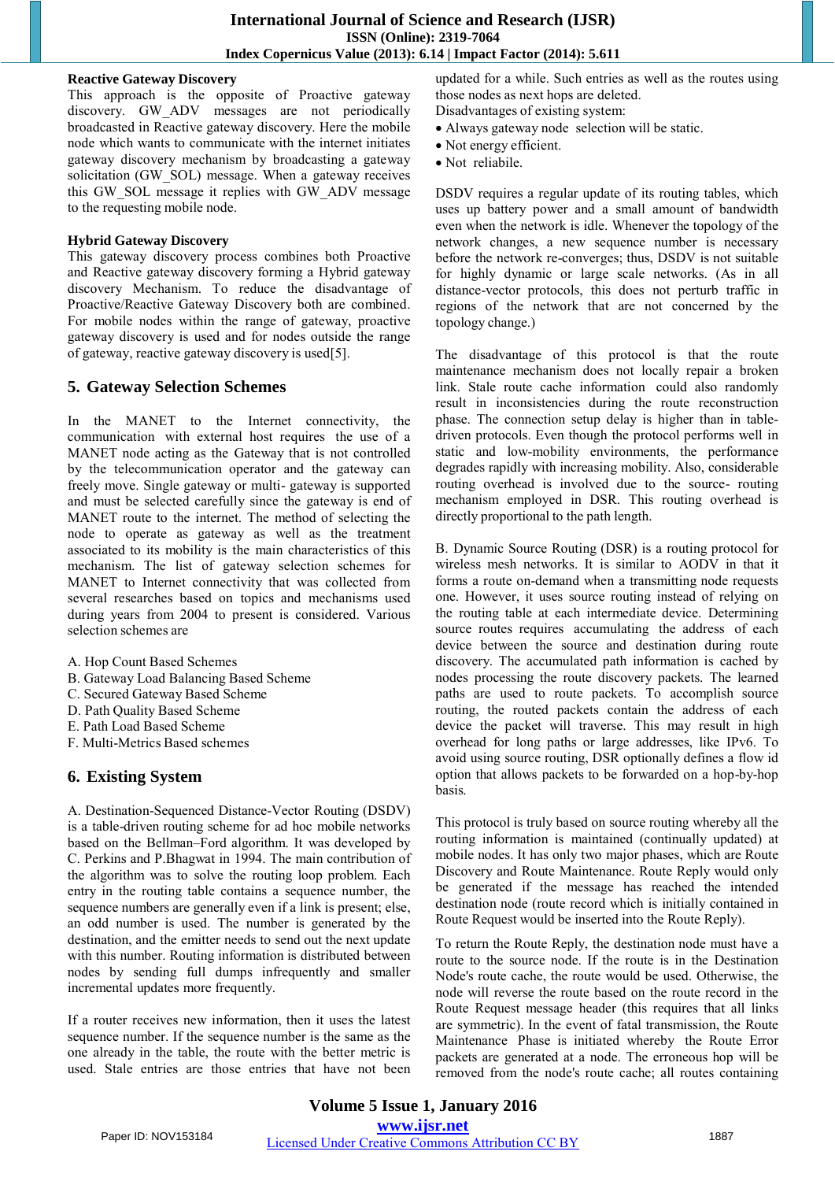**Reactive Gateway Discovery**

This approach is the opposite of Proactive gateway discovery. GW_ADV messages are not periodically broadcasted in Reactive gateway discovery. Here the mobile node which wants to communicate with the internet initiates gateway discovery mechanism by broadcasting a gateway solicitation (GW_SOL) message. When a gateway receives this GW_SOL message it replies with GW_ADV message to the requesting mobile node.

**Hybrid Gateway Discovery**

This gateway discovery process combines both Proactive and Reactive gateway discovery forming a Hybrid gateway discovery Mechanism. To reduce the disadvantage of Proactive/Reactive Gateway Discovery both are combined. For mobile nodes within the range of gateway, proactive gateway discovery is used and for nodes outside the range of gateway, reactive gateway discovery is used[5].

## 5. Gateway Selection Schemes

In the MANET to the Internet connectivity, the communication with external host requires the use of a MANET node acting as the Gateway that is not controlled by the telecommunication operator and the gateway can freely move. Single gateway or multi- gateway is supported and must be selected carefully since the gateway is end of MANET route to the internet. The method of selecting the node to operate as gateway as well as the treatment associated to its mobility is the main characteristics of this mechanism. The list of gateway selection schemes for MANET to Internet connectivity that was collected from several researches based on topics and mechanisms used during years from 2004 to present is considered. Various selection schemes are

A. Hop Count Based Schemes
B. Gateway Load Balancing Based Scheme
C. Secured Gateway Based Scheme
D. Path Quality Based Scheme
E. Path Load Based Scheme
F. Multi-Metrics Based schemes

## 6. Existing System

A. Destination-Sequenced Distance-Vector Routing (DSDV) is a table-driven routing scheme for ad hoc mobile networks based on the Bellman–Ford algorithm. It was developed by C. Perkins and P.Bhagwat in 1994. The main contribution of the algorithm was to solve the routing loop problem. Each entry in the routing table contains a sequence number, the sequence numbers are generally even if a link is present; else, an odd number is used. The number is generated by the destination, and the emitter needs to send out the next update with this number. Routing information is distributed between nodes by sending full dumps infrequently and smaller incremental updates more frequently.

If a router receives new information, then it uses the latest sequence number. If the sequence number is the same as the one already in the table, the route with the better metric is used. Stale entries are those entries that have not been updated for a while. Such entries as well as the routes using those nodes as next hops are deleted.

Disadvantages of existing system:

- Always gateway node selection will be static.
- Not energy efficient.
- Not reliabile.

DSDV requires a regular update of its routing tables, which uses up battery power and a small amount of bandwidth even when the network is idle. Whenever the topology of the network changes, a new sequence number is necessary before the network re-converges; thus, DSDV is not suitable for highly dynamic or large scale networks. (As in all distance-vector protocols, this does not perturb traffic in regions of the network that are not concerned by the topology change.)

The disadvantage of this protocol is that the route maintenance mechanism does not locally repair a broken link. Stale route cache information could also randomly result in inconsistencies during the route reconstruction phase. The connection setup delay is higher than in table-driven protocols. Even though the protocol performs well in static and low-mobility environments, the performance degrades rapidly with increasing mobility. Also, considerable routing overhead is involved due to the source- routing mechanism employed in DSR. This routing overhead is directly proportional to the path length.

B. Dynamic Source Routing (DSR) is a routing protocol for wireless mesh networks. It is similar to AODV in that it forms a route on-demand when a transmitting node requests one. However, it uses source routing instead of relying on the routing table at each intermediate device. Determining source routes requires accumulating the address of each device between the source and destination during route discovery. The accumulated path information is cached by nodes processing the route discovery packets. The learned paths are used to route packets. To accomplish source routing, the routed packets contain the address of each device the packet will traverse. This may result in high overhead for long paths or large addresses, like IPv6. To avoid using source routing, DSR optionally defines a flow id option that allows packets to be forwarded on a hop-by-hop basis.

This protocol is truly based on source routing whereby all the routing information is maintained (continually updated) at mobile nodes. It has only two major phases, which are Route Discovery and Route Maintenance. Route Reply would only be generated if the message has reached the intended destination node (route record which is initially contained in Route Request would be inserted into the Route Reply).

To return the Route Reply, the destination node must have a route to the source node. If the route is in the Destination Node's route cache, the route would be used. Otherwise, the node will reverse the route based on the route record in the Route Request message header (this requires that all links are symmetric). In the event of fatal transmission, the Route Maintenance Phase is initiated whereby the Route Error packets are generated at a node. The erroneous hop will be removed from the node's route cache; all routes containing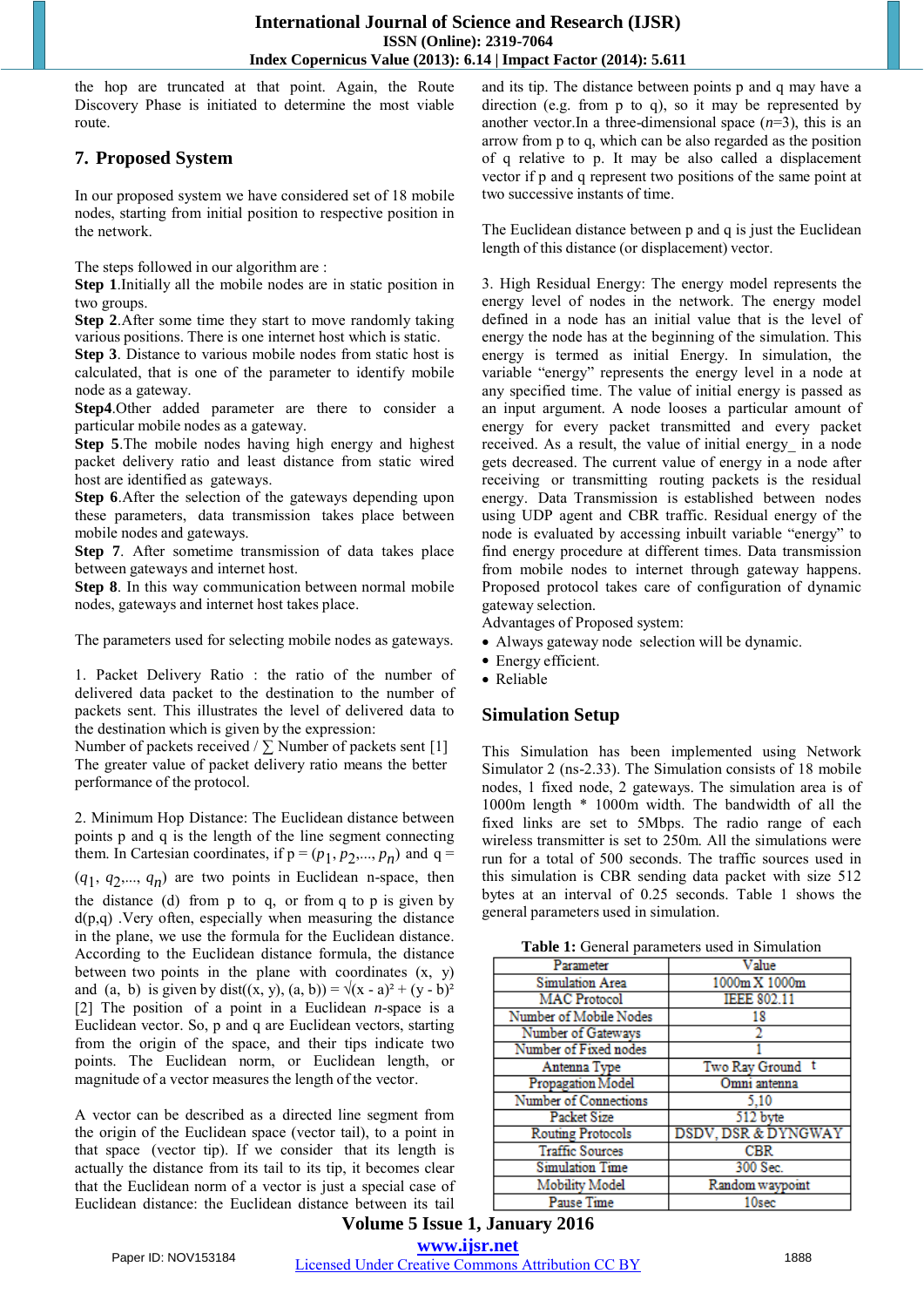the hop are truncated at that point. Again, the Route Discovery Phase is initiated to determine the most viable route.

## 7. Proposed System

In our proposed system we have considered set of 18 mobile nodes, starting from initial position to respective position in the network.

The steps followed in our algorithm are :

**Step 1**.Initially all the mobile nodes are in static position in two groups.

**Step 2**.After some time they start to move randomly taking various positions. There is one internet host which is static.

**Step 3**. Distance to various mobile nodes from static host is calculated, that is one of the parameter to identify mobile node as a gateway.

**Step4**.Other added parameter are there to consider a particular mobile nodes as a gateway.

**Step 5**.The mobile nodes having high energy and highest packet delivery ratio and least distance from static wired host are identified as gateways.

**Step 6**.After the selection of the gateways depending upon these parameters, data transmission takes place between mobile nodes and gateways.

**Step 7**. After sometime transmission of data takes place between gateways and internet host.

**Step 8**. In this way communication between normal mobile nodes, gateways and internet host takes place.

The parameters used for selecting mobile nodes as gateways.

1. Packet Delivery Ratio : the ratio of the number of delivered data packet to the destination to the number of packets sent. This illustrates the level of delivered data to the destination which is given by the expression:
Number of packets received / ∑ Number of packets sent [1]
The greater value of packet delivery ratio means the better performance of the protocol.

2. Minimum Hop Distance: The Euclidean distance between points p and q is the length of the line segment connecting them. In Cartesian coordinates, if p = $(p_1, p_2,..., p_n)$ and q = $(q_1, q_2,..., q_n)$ are two points in Euclidean n-space, then the distance (d) from p to q, or from q to p is given by d(p,q) .Very often, especially when measuring the distance in the plane, we use the formula for the Euclidean distance. According to the Euclidean distance formula, the distance between two points in the plane with coordinates (x, y) and (a, b) is given by $dist((x, y), (a, b)) = \sqrt{(x - a)^2 + (y - b)^2}$ [2] The position of a point in a Euclidean *n*-space is a Euclidean vector. So, p and q are Euclidean vectors, starting from the origin of the space, and their tips indicate two points. The Euclidean norm, or Euclidean length, or magnitude of a vector measures the length of the vector.

A vector can be described as a directed line segment from the origin of the Euclidean space (vector tail), to a point in that space (vector tip). If we consider that its length is actually the distance from its tail to its tip, it becomes clear that the Euclidean norm of a vector is just a special case of Euclidean distance: the Euclidean distance between its tail and its tip. The distance between points p and q may have a direction (e.g. from p to q), so it may be represented by another vector.In a three-dimensional space (*n*=3), this is an arrow from p to q, which can be also regarded as the position of q relative to p. It may be also called a displacement vector if p and q represent two positions of the same point at two successive instants of time.

The Euclidean distance between p and q is just the Euclidean length of this distance (or displacement) vector.

3. High Residual Energy: The energy model represents the energy level of nodes in the network. The energy model defined in a node has an initial value that is the level of energy the node has at the beginning of the simulation. This energy is termed as initial Energy. In simulation, the variable "energy" represents the energy level in a node at any specified time. The value of initial energy is passed as an input argument. A node looses a particular amount of energy for every packet transmitted and every packet received. As a result, the value of initial energy_ in a node gets decreased. The current value of energy in a node after receiving or transmitting routing packets is the residual energy. Data Transmission is established between nodes using UDP agent and CBR traffic. Residual energy of the node is evaluated by accessing inbuilt variable "energy" to find energy procedure at different times. Data transmission from mobile nodes to internet through gateway happens. Proposed protocol takes care of configuration of dynamic gateway selection.

Advantages of Proposed system:

- Always gateway node selection will be dynamic.
- Energy efficient.
- Reliable

## Simulation Setup

This Simulation has been implemented using Network Simulator 2 (ns-2.33). The Simulation consists of 18 mobile nodes, 1 fixed node, 2 gateways. The simulation area is of 1000m length * 1000m width. The bandwidth of all the fixed links are set to 5Mbps. The radio range of each wireless transmitter is set to 250m. All the simulations were run for a total of 500 seconds. The traffic sources used in this simulation is CBR sending data packet with size 512 bytes at an interval of 0.25 seconds. Table 1 shows the general parameters used in simulation.

**Table 1:** General parameters used in Simulation

| Parameter | Value |
|---|---|
| Simulation Area | 1000m X 1000m |
| MAC Protocol | IEEE 802.11 |
| Number of Mobile Nodes | 18 |
| Number of Gateways | 2 |
| Number of Fixed nodes | 1 |
| Antenna Type | Two Ray Ground t |
| Propagation Model | Omni antenna |
| Number of Connections | 5,10 |
| Packet Size | 512 byte |
| Routing Protocols | DSDV, DSR & DYNGWAY |
| Traffic Sources | CBR |
| Simulation Time | 300 Sec. |
| Mobility Model | Random waypoint |
| Pause Time | 10sec |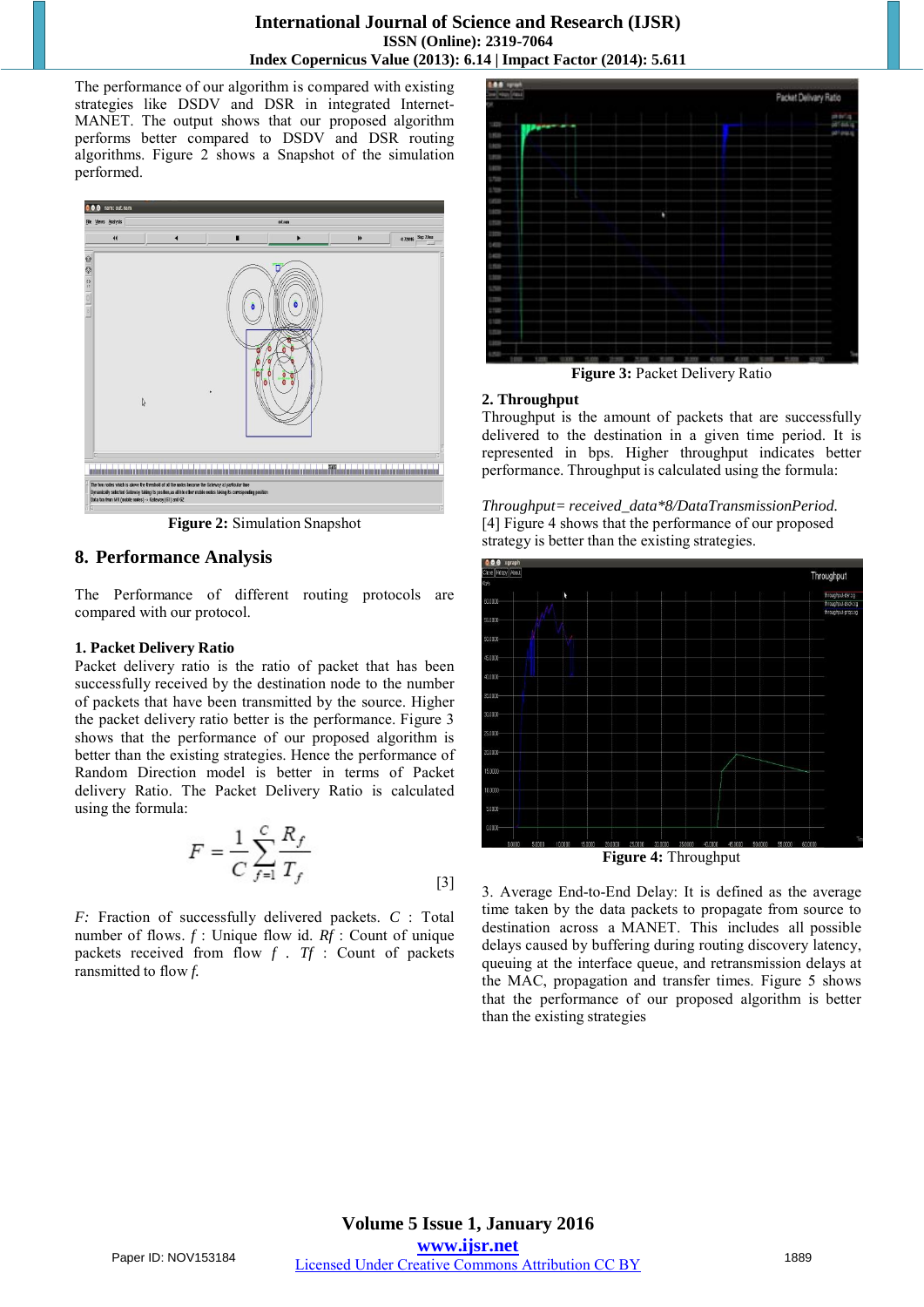The performance of our algorithm is compared with existing strategies like DSDV and DSR in integrated Internet-MANET. The output shows that our proposed algorithm performs better compared to DSDV and DSR routing algorithms. Figure 2 shows a Snapshot of the simulation performed.

**Figure 2:** Simulation Snapshot

## 8. Performance Analysis

The Performance of different routing protocols are compared with our protocol.

### 1. Packet Delivery Ratio

Packet delivery ratio is the ratio of packet that has been successfully received by the destination node to the number of packets that have been transmitted by the source. Higher the packet delivery ratio better is the performance. Figure 3 shows that the performance of our proposed algorithm is better than the existing strategies. Hence the performance of Random Direction model is better in terms of Packet delivery Ratio. The Packet Delivery Ratio is calculated using the formula:

$$F = \frac{1}{C}\sum_{f=1}^{C}\frac{R_f}{T_f}$$ [3]

*F:* Fraction of successfully delivered packets. *C* : Total number of flows. *f* : Unique flow id. *Rf* : Count of unique packets received from flow *f* . *Tf* : Count of packets ransmitted to flow *f.*

**Figure 3:** Packet Delivery Ratio

### 2. Throughput

Throughput is the amount of packets that are successfully delivered to the destination in a given time period. It is represented in bps. Higher throughput indicates better performance. Throughput is calculated using the formula:

*Throughput= received_data\*8/DataTransmissionPeriod.* [4] Figure 4 shows that the performance of our proposed strategy is better than the existing strategies.

**Figure 4:** Throughput

3. Average End-to-End Delay: It is defined as the average time taken by the data packets to propagate from source to destination across a MANET. This includes all possible delays caused by buffering during routing discovery latency, queuing at the interface queue, and retransmission delays at the MAC, propagation and transfer times. Figure 5 shows that the performance of our proposed algorithm is better than the existing strategies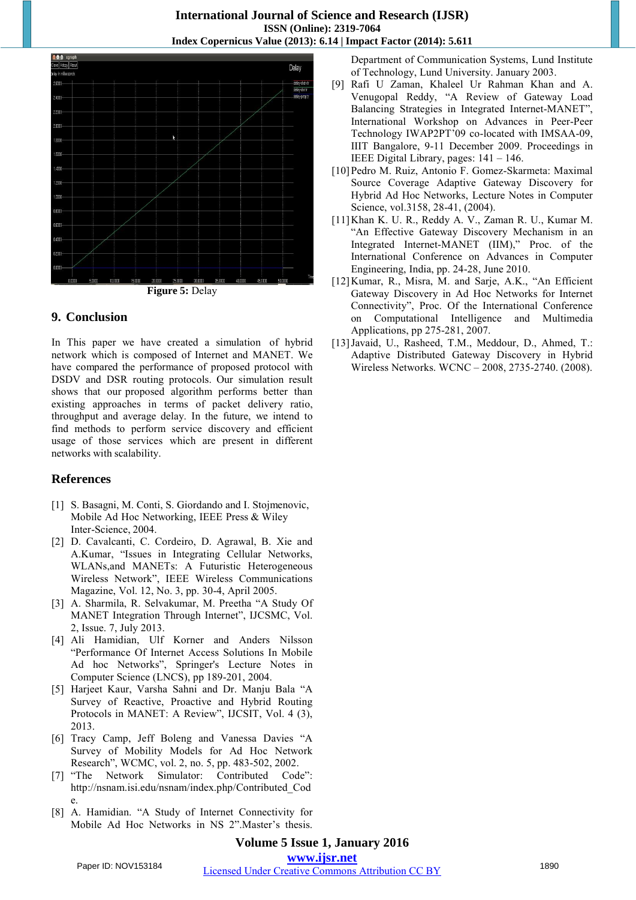Figure 5: Delay

## 9. Conclusion

In This paper we have created a simulation of hybrid network which is composed of Internet and MANET. We have compared the performance of proposed protocol with DSDV and DSR routing protocols. Our simulation result shows that our proposed algorithm performs better than existing approaches in terms of packet delivery ratio, throughput and average delay. In the future, we intend to find methods to perform service discovery and efficient usage of those services which are present in different networks with scalability.

## References

[1] S. Basagni, M. Conti, S. Giordando and I. Stojmenovic, Mobile Ad Hoc Networking, IEEE Press & Wiley Inter-Science, 2004.

[2] D. Cavalcanti, C. Cordeiro, D. Agrawal, B. Xie and A.Kumar, "Issues in Integrating Cellular Networks, WLANs,and MANETs: A Futuristic Heterogeneous Wireless Network", IEEE Wireless Communications Magazine, Vol. 12, No. 3, pp. 30-4, April 2005.

[3] A. Sharmila, R. Selvakumar, M. Preetha "A Study Of MANET Integration Through Internet", IJCSMC, Vol. 2, Issue. 7, July 2013.

[4] Ali Hamidian, Ulf Korner and Anders Nilsson "Performance Of Internet Access Solutions In Mobile Ad hoc Networks", Springer's Lecture Notes in Computer Science (LNCS), pp 189-201, 2004.

[5] Harjeet Kaur, Varsha Sahni and Dr. Manju Bala "A Survey of Reactive, Proactive and Hybrid Routing Protocols in MANET: A Review", IJCSIT, Vol. 4 (3), 2013.

[6] Tracy Camp, Jeff Boleng and Vanessa Davies "A Survey of Mobility Models for Ad Hoc Network Research", WCMC, vol. 2, no. 5, pp. 483-502, 2002.

[7] "The Network Simulator: Contributed Code": http://nsnam.isi.edu/nsnam/index.php/Contributed_Code.

[8] A. Hamidian. "A Study of Internet Connectivity for Mobile Ad Hoc Networks in NS 2".Master's thesis. Department of Communication Systems, Lund Institute of Technology, Lund University. January 2003.

[9] Rafi U Zaman, Khaleel Ur Rahman Khan and A. Venugopal Reddy, "A Review of Gateway Load Balancing Strategies in Integrated Internet-MANET", International Workshop on Advances in Peer-Peer Technology IWAP2PT'09 co-located with IMSAA-09, IIIT Bangalore, 9-11 December 2009. Proceedings in IEEE Digital Library, pages: 141 – 146.

[10] Pedro M. Ruiz, Antonio F. Gomez-Skarmeta: Maximal Source Coverage Adaptive Gateway Discovery for Hybrid Ad Hoc Networks, Lecture Notes in Computer Science, vol.3158, 28-41, (2004).

[11] Khan K. U. R., Reddy A. V., Zaman R. U., Kumar M. "An Effective Gateway Discovery Mechanism in an Integrated Internet-MANET (IIM)," Proc. of the International Conference on Advances in Computer Engineering, India, pp. 24-28, June 2010.

[12] Kumar, R., Misra, M. and Sarje, A.K., "An Efficient Gateway Discovery in Ad Hoc Networks for Internet Connectivity", Proc. Of the International Conference on Computational Intelligence and Multimedia Applications, pp 275-281, 2007.

[13] Javaid, U., Rasheed, T.M., Meddour, D., Ahmed, T.: Adaptive Distributed Gateway Discovery in Hybrid Wireless Networks. WCNC – 2008, 2735-2740. (2008).